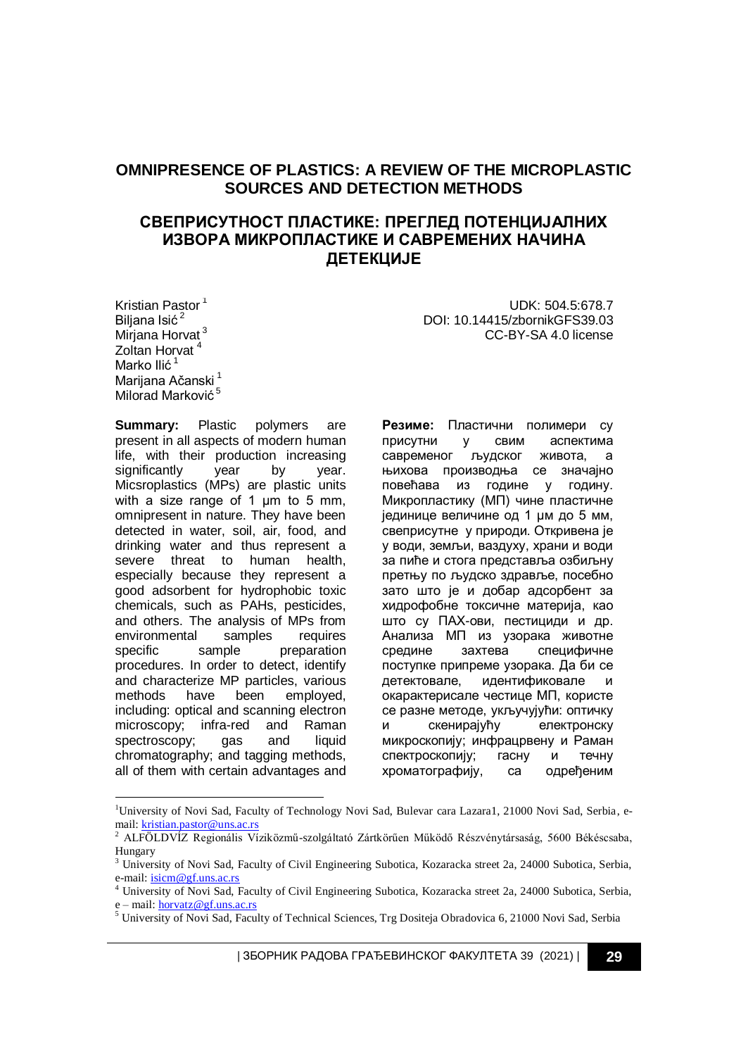# OMNIPRESENCE OF PLASTICS: A REVIEW OF THE MICROPLASTIC SOURCES AND DETECTION METHODS

# СВЕПРИСУТНОСТ ПЛАСТИКЕ: ПРЕГЛЕД ПОТЕНЦИЈАЛНИХ ИЗВОРА МИКРОПЛАСТИКЕ И САВРЕМЕНИХ НАЧИНА ДЕТЕКЦИЈЕ

Kristian Pastor [1]
Biljana Isić [2]
Mirjana Horvat [3]
Zoltan Horvat [4]
Marko Ilić [1]
Marijana Ačanski [1]
Milorad Marković [5]

UDK: 504.5:678.7
DOI: 10.14415/zbornikGFS39.03
CC-BY-SA 4.0 license

**Summary:** Plastic polymers are present in all aspects of modern human life, with their production increasing significantly year by year. Micsroplastics (MPs) are plastic units with a size range of 1 μm to 5 mm, omnipresent in nature. They have been detected in water, soil, air, food, and drinking water and thus represent a severe threat to human health, especially because they represent a good adsorbent for hydrophobic toxic chemicals, such as PAHs, pesticides, and others. The analysis of MPs from environmental samples requires specific sample preparation procedures. In order to detect, identify and characterize MP particles, various methods have been employed, including: optical and scanning electron microscopy; infra-red and Raman spectroscopy; gas and liquid chromatography; and tagging methods, all of them with certain advantages and

**Резиме:** Пластични полимери су присутни у свим аспектима савременог људског живота, а њихова производња се значајно повећава из године у годину. Микропластику (МП) чине пластичне јединице величине од 1 μм до 5 мм, свеприсутне у природи. Откривена је у води, земљи, ваздуху, храни и води за пиће и стога представља озбиљну претњу по људско здравље, посебно зато што је и добар адсорбент за хидрофобне токсичне материја, као што су ПАХ-ови, пестициди и др. Анализа МП из узорака животне средине захтева специфичне поступке припреме узорака. Да би се детектовале, идентификовале и окарактерисале честице МП, користе се разне методе, укључујући: оптичку и скенирајућу електронску микроскопију; инфрацрвену и Раман спектроскопију; гасну и течну хроматографију, са одређеним

[1] University of Novi Sad, Faculty of Technology Novi Sad, Bulevar cara Lazara1, 21000 Novi Sad, Serbia, e-mail: kristian.pastor@uns.ac.rs

[2] ALFÖLDVÍZ Regionális Víziközmű-szolgáltató Zártkörűen Működő Részvénytársaság, 5600 Békéscsaba, Hungary

[3] University of Novi Sad, Faculty of Civil Engineering Subotica, Kozaracka street 2a, 24000 Subotica, Serbia, e-mail: isicm@gf.uns.ac.rs

[4] University of Novi Sad, Faculty of Civil Engineering Subotica, Kozaracka street 2a, 24000 Subotica, Serbia, e – mail: horvatz@gf.uns.ac.rs

[5] University of Novi Sad, Faculty of Technical Sciences, Trg Dositeja Obradovica 6, 21000 Novi Sad, Serbia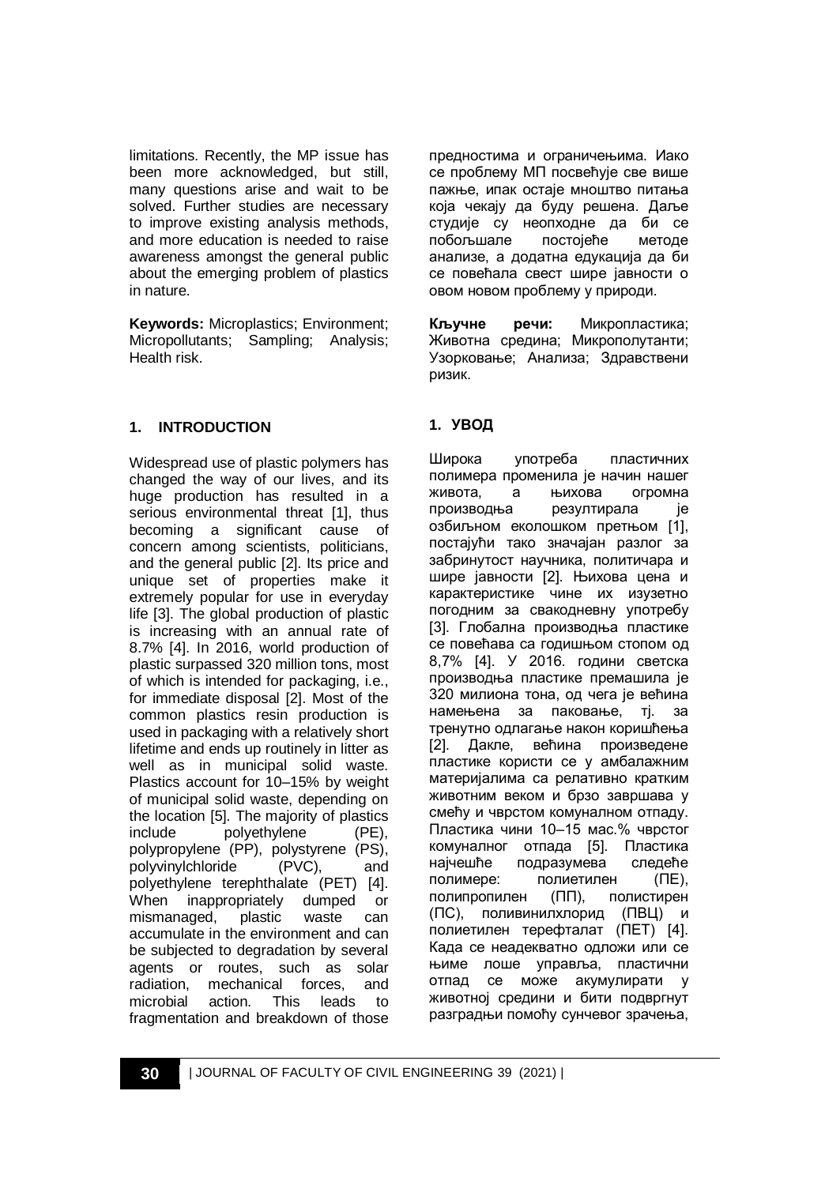limitations. Recently, the MP issue has been more acknowledged, but still, many questions arise and wait to be solved. Further studies are necessary to improve existing analysis methods, and more education is needed to raise awareness amongst the general public about the emerging problem of plastics in nature.

**Keywords:** Microplastics; Environment; Micropollutants; Sampling; Analysis; Health risk.

предностима и ограничењима. Иако се проблему МП посвећује све више пажње, ипак остаје мноштво питања која чекају да буду решена. Даље студије су неопходне да би се побољшале постојеће методе анализе, а додатна едукација да би се повећала свест шире јавности о овом новом проблему у природи.

**Кључне речи:** Микропластика; Животна средина; Микрополутанти; Узорковање; Анализа; Здравствени ризик.

## 1. INTRODUCTION

Widespread use of plastic polymers has changed the way of our lives, and its huge production has resulted in a serious environmental threat [1], thus becoming a significant cause of concern among scientists, politicians, and the general public [2]. Its price and unique set of properties make it extremely popular for use in everyday life [3]. The global production of plastic is increasing with an annual rate of 8.7% [4]. In 2016, world production of plastic surpassed 320 million tons, most of which is intended for packaging, i.e., for immediate disposal [2]. Most of the common plastics resin production is used in packaging with a relatively short lifetime and ends up routinely in litter as well as in municipal solid waste. Plastics account for 10–15% by weight of municipal solid waste, depending on the location [5]. The majority of plastics include polyethylene (PE), polypropylene (PP), polystyrene (PS), polyvinylchloride (PVC), and polyethylene terephthalate (PET) [4]. When inappropriately dumped or mismanaged, plastic waste can accumulate in the environment and can be subjected to degradation by several agents or routes, such as solar radiation, mechanical forces, and microbial action. This leads to fragmentation and breakdown of those

## 1. УВОД

Широка употреба пластичних полимера променила је начин нашег живота, а њихова огромна производња резултирала је озбиљном еколошком претњом [1], постајући тако значајан разлог за забринутост научника, политичара и шире јавности [2]. Њихова цена и карактеристике чине их изузетно погодним за свакодневну употребу [3]. Глобална производња пластике се повећава са годишњом стопом од 8,7% [4]. У 2016. години светска производња пластике премашила је 320 милиона тона, од чега је већина намењена за паковање, тј. за тренутно одлагање након коришћења [2]. Дакле, већина произведене пластике користи се у амбалажним материјалима са релативно кратким животним веком и брзо завршава у смећу и чврстом комуналном отпаду. Пластика чини 10–15 мас.% чврстог комуналног отпада [5]. Пластика најчешће подразумева следеће полимере: полиетилен (ПЕ), полипропилен (ПП), полистирен (ПС), поливинилхлорид (ПВЦ) и полиетилен терефталат (ПЕТ) [4]. Када се неадекватно одложи или се њиме лоше управља, пластични отпад се може акумулирати у животној средини и бити подвргнут разградњи помоћу сунчевог зрачења,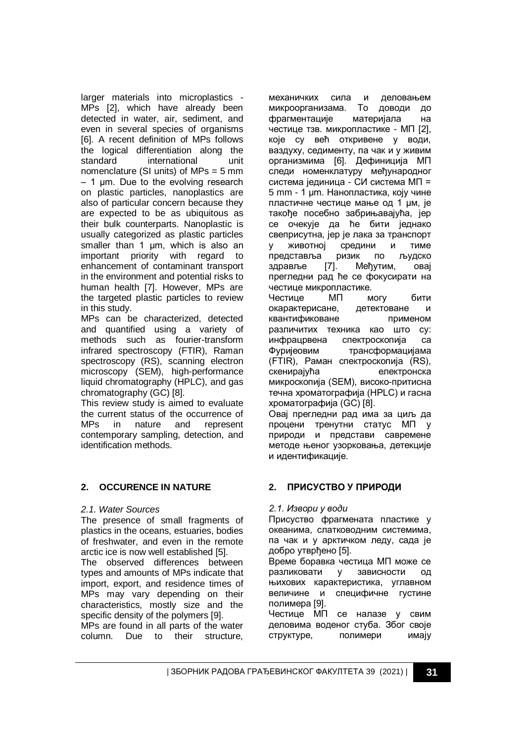larger materials into microplastics - MPs [2], which have already been detected in water, air, sediment, and even in several species of organisms [6]. A recent definition of MPs follows the logical differentiation along the standard international unit nomenclature (SI units) of MPs = 5 mm – 1 μm. Due to the evolving research on plastic particles, nanoplastics are also of particular concern because they are expected to be as ubiquitous as their bulk counterparts. Nanoplastic is usually categorized as plastic particles smaller than 1 μm, which is also an important priority with regard to enhancement of contaminant transport in the environment and potential risks to human health [7]. However, MPs are the targeted plastic particles to review in this study.

MPs can be characterized, detected and quantified using a variety of methods such as fourier-transform infrared spectroscopy (FTIR), Raman spectroscopy (RS), scanning electron microscopy (SEM), high-performance liquid chromatography (HPLC), and gas chromatography (GC) [8].

This review study is aimed to evaluate the current status of the occurrence of MPs in nature and represent contemporary sampling, detection, and identification methods.

## 2. OCCURENCE IN NATURE

### *2.1. Water Sources*

The presence of small fragments of plastics in the oceans, estuaries, bodies of freshwater, and even in the remote arctic ice is now well established [5].

The observed differences between types and amounts of MPs indicate that import, export, and residence times of MPs may vary depending on their characteristics, mostly size and the specific density of the polymers [9].

MPs are found in all parts of the water column. Due to their structure,

механичких сила и деловањем микроорганизама. То доводи до фрагментације материјала на честице тзв. микропластике - МП [2], које су већ откривене у води, ваздуху, седименту, па чак и у живим организмима [6]. Дефиниција МП следи номенклатуру међународног система јединица - СИ система МП = 5 mm - 1 μm. Нанопластика, коју чине пластичне честице мање од 1 μм, је такође посебно забрињавајућа, јер се очекује да ће бити једнако свеприсутна, јер је лака за транспорт у животној средини и тиме представља ризик по људско здравље [7]. Међутим, овај прегледни рад ће се фокусирати на честице микропластике.

Честице МП могу бити окарактерисане, детектоване и квантификоване применом различитих техника као што су: инфрацрвена спектроскопија са Фуријеовим трансформацијама (FTIR), Раман спектроскопија (RS), скенирајућа електронска микроскопија (SEM), високо-притисна течна хроматографија (HPLC) и гасна хроматографија (GC) [8].

Овај прегледни рад има за циљ да процени тренутни статус МП у природи и представи савремене методе њеног узорковања, детекције и идентификације.

## 2. ПРИСУСТВО У ПРИРОДИ

### *2.1. Извори у води*

Присуство фрагмената пластике у океанима, слатководним системима, па чак и у арктичком леду, сада је добро утврђено [5].

Време боравка честица МП може се разликовати у зависности од њихових карактеристика, углавном величине и специфичне густине полимера [9].

Честице МП се налазе у свим деловима воденог стуба. Због своје структуре, полимери имају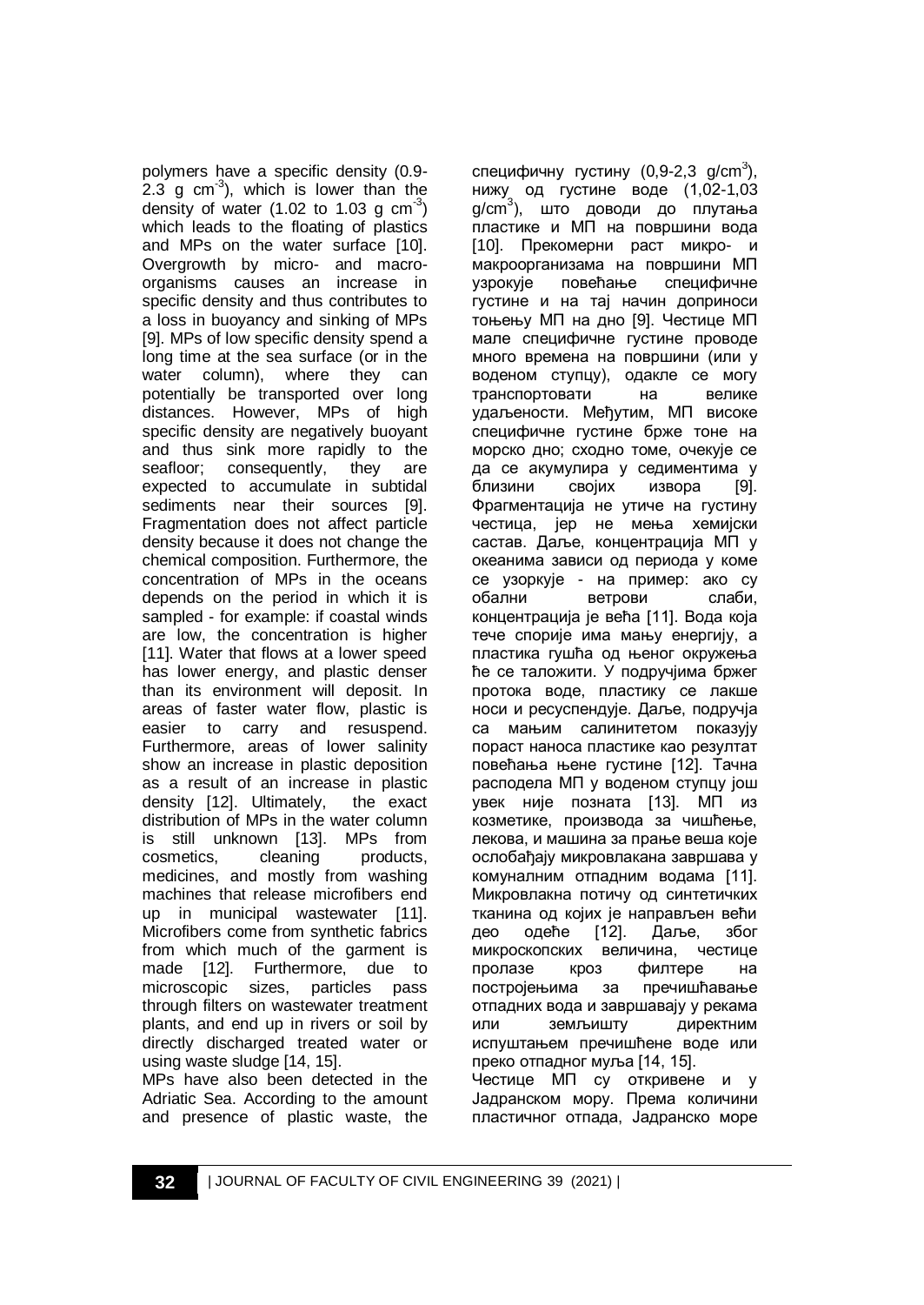polymers have a specific density (0.9-2.3 g $cm^{-3}$), which is lower than the density of water (1.02 to 1.03 g $cm^{-3}$) which leads to the floating of plastics and MPs on the water surface [10]. Overgrowth by micro- and macro-organisms causes an increase in specific density and thus contributes to a loss in buoyancy and sinking of MPs [9]. MPs of low specific density spend a long time at the sea surface (or in the water column), where they can potentially be transported over long distances. However, MPs of high specific density are negatively buoyant and thus sink more rapidly to the seafloor; consequently, they are expected to accumulate in subtidal sediments near their sources [9]. Fragmentation does not affect particle density because it does not change the chemical composition. Furthermore, the concentration of MPs in the oceans depends on the period in which it is sampled - for example: if coastal winds are low, the concentration is higher [11]. Water that flows at a lower speed has lower energy, and plastic denser than its environment will deposit. In areas of faster water flow, plastic is easier to carry and resuspend. Furthermore, areas of lower salinity show an increase in plastic deposition as a result of an increase in plastic density [12]. Ultimately, the exact distribution of MPs in the water column is still unknown [13]. MPs from cosmetics, cleaning products, medicines, and mostly from washing machines that release microfibers end up in municipal wastewater [11]. Microfibers come from synthetic fabrics from which much of the garment is made [12]. Furthermore, due to microscopic sizes, particles pass through filters on wastewater treatment plants, and end up in rivers or soil by directly discharged treated water or using waste sludge [14, 15].

MPs have also been detected in the Adriatic Sea. According to the amount and presence of plastic waste, the

специфичну густину (0,9-2,3 g/$cm^3$), нижу од густине воде (1,02-1,03 g/$cm^3$), што доводи до плутања пластике и МП на површини вода [10]. Прекомерни раст микро- и макроорганизама на површини МП узрокује повећање специфичне густине и на тај начин доприноси тоњењу МП на дно [9]. Честице МП мале специфичне густине проводе много времена на површини (или у воденом ступцу), одакле се могу транспортовати на велике удаљености. Међутим, МП високе специфичне густине брже тоне на морско дно; сходно томе, очекује се да се акумулира у седиментима у близини својих извора [9]. Фрагментација не утиче на густину честица, јер не мења хемијски састав. Даље, концентрација МП у океанима зависи од периода у коме се узоркује - на пример: ако су обални ветрови слаби, концентрација је већа [11]. Вода која тече спорије има мању енергију, а пластика гушћа од њеног окружења ће се таложити. У подручјима бржег протока воде, пластику се лакше носи и ресуспендује. Даље, подручја са мањим салинитетом показују пораст наноса пластике као резултат повећања њене густине [12]. Тачна расподела МП у воденом ступцу још увек није позната [13]. МП из козметике, производа за чишћење, лекова, и машина за прање веша које ослобађају микровлакана завршава у комуналним отпадним водама [11]. Микровлакна потичу од синтетичких тканина од којих је направљен већи део одеће [12]. Даље, због микроскопских величина, честице пролазе кроз филтере на постројењима за пречишћавање отпадних вода и завршавају у рекама или земљишту директним испуштањем пречишћене воде или преко отпадног муља [14, 15].

Честице МП су откривене и у Јадранском мору. Према количини пластичног отпада, Јадранско море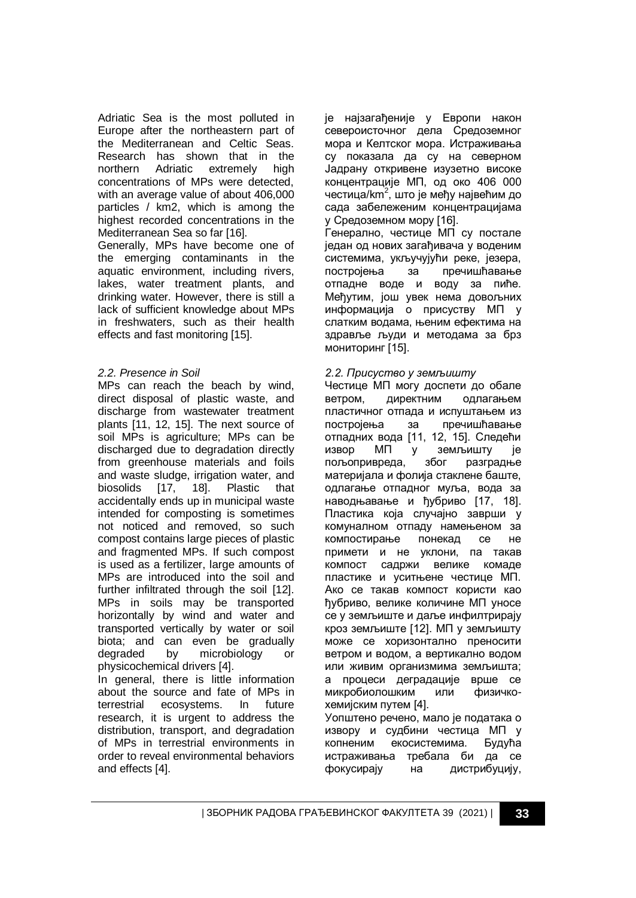Adriatic Sea is the most polluted in Europe after the northeastern part of the Mediterranean and Celtic Seas. Research has shown that in the northern Adriatic extremely high concentrations of MPs were detected, with an average value of about 406,000 particles / km2, which is among the highest recorded concentrations in the Mediterranean Sea so far [16].

Generally, MPs have become one of the emerging contaminants in the aquatic environment, including rivers, lakes, water treatment plants, and drinking water. However, there is still a lack of sufficient knowledge about MPs in freshwaters, such as their health effects and fast monitoring [15].

*2.2. Presence in Soil*

MPs can reach the beach by wind, direct disposal of plastic waste, and discharge from wastewater treatment plants [11, 12, 15]. The next source of soil MPs is agriculture; MPs can be discharged due to degradation directly from greenhouse materials and foils and waste sludge, irrigation water, and biosolids [17, 18]. Plastic that accidentally ends up in municipal waste intended for composting is sometimes not noticed and removed, so such compost contains large pieces of plastic and fragmented MPs. If such compost is used as a fertilizer, large amounts of MPs are introduced into the soil and further infiltrated through the soil [12]. MPs in soils may be transported horizontally by wind and water and transported vertically by water or soil biota; and can even be gradually degraded by microbiology or physicochemical drivers [4].

In general, there is little information about the source and fate of MPs in terrestrial ecosystems. In future research, it is urgent to address the distribution, transport, and degradation of MPs in terrestrial environments in order to reveal environmental behaviors and effects [4].

је најзагађеније у Европи након североисточног дела Средоземног мора и Келтског мора. Истраживања су показала да су на северном Јадрану откривене изузетно високе концентрације МП, од око 406 000 честица/km$^2$, што је међу највећим до сада забележеним концентрацијама у Средоземном мору [16].

Генерално, честице МП су постале један од нових загађивача у воденим системима, укључујући реке, језера, постројења за пречишћавање отпадне воде и воду за пиће. Међутим, још увек нема довољних информација о присуству МП у слатким водама, њеним ефектима на здравље људи и методама за брз мониторинг [15].

*2.2. Присуство у земљишту*

Честице МП могу доспети до обале ветром, директним одлагањем пластичног отпада и испуштањем из постројења за пречишћавање отпадних вода [11, 12, 15]. Следећи извор МП у земљишту је пољопривреда, због разградње материјала и фолија стаклене баште, одлагање отпадног муља, вода за наводњавање и ђубриво [17, 18]. Пластика која случајно заврши у комуналном отпаду намењеном за компостирање понекад се не примети и не уклони, па такав компост садржи велике комаде пластике и уситњене честице МП. Ако се такав компост користи као ђубриво, велике количине МП уносе се у земљиште и даље инфилтрирају кроз земљиште [12]. МП у земљишту може се хоризонтално преносити ветром и водом, а вертикално водом или живим организмима земљишта; а процеси деградације врше се микробиолошким или физичко-хемијским путем [4].

Уопштено речено, мало је података о извору и судбини честица МП у копненим екосистемима. Будућа истраживања требала би да се фокусирају на дистрибуцију,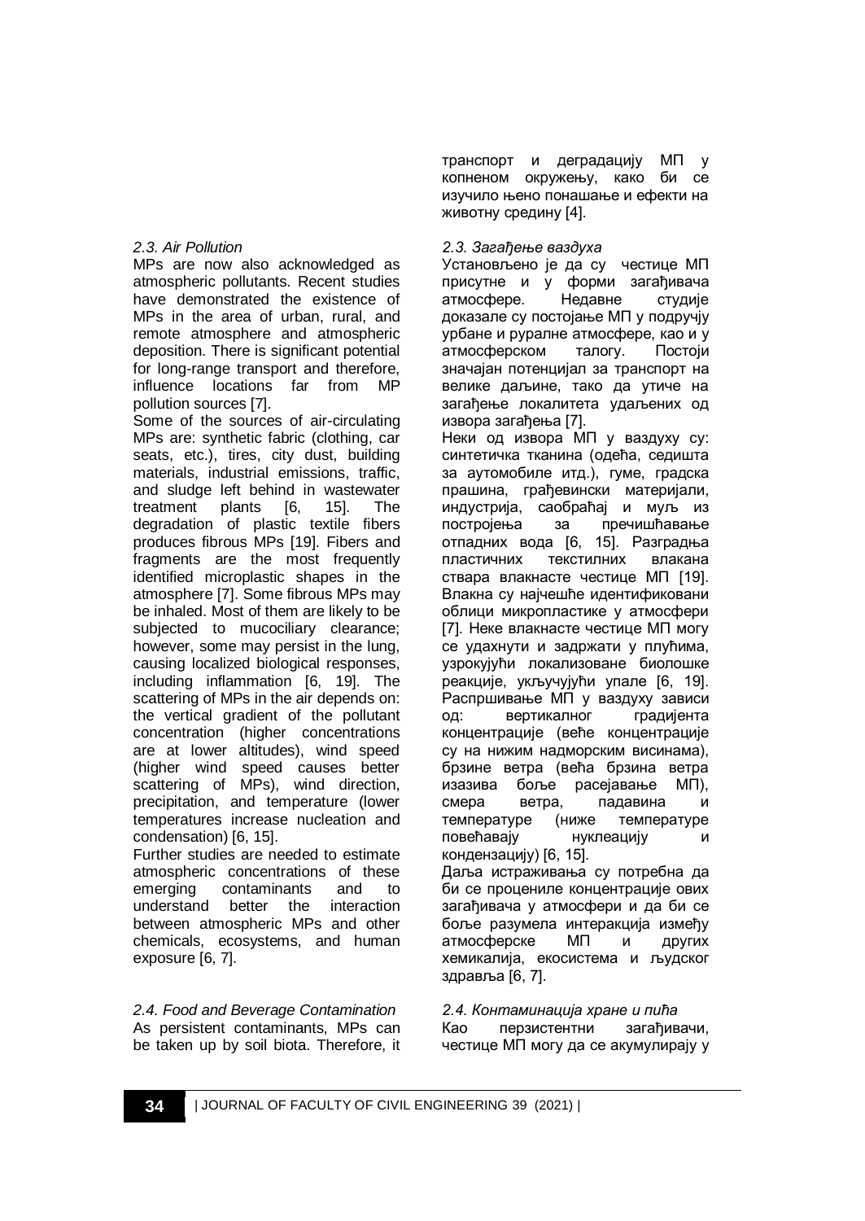транспорт и деградацију МП у копненом окружењу, како би се изучило њено понашање и ефекти на животну средину [4].

### *2.3. Air Pollution*

MPs are now also acknowledged as atmospheric pollutants. Recent studies have demonstrated the existence of MPs in the area of urban, rural, and remote atmosphere and atmospheric deposition. There is significant potential for long-range transport and therefore, influence locations far from MP pollution sources [7].

Some of the sources of air-circulating MPs are: synthetic fabric (clothing, car seats, etc.), tires, city dust, building materials, industrial emissions, traffic, and sludge left behind in wastewater treatment plants [6, 15]. The degradation of plastic textile fibers produces fibrous MPs [19]. Fibers and fragments are the most frequently identified microplastic shapes in the atmosphere [7]. Some fibrous MPs may be inhaled. Most of them are likely to be subjected to mucociliary clearance; however, some may persist in the lung, causing localized biological responses, including inflammation [6, 19]. The scattering of MPs in the air depends on: the vertical gradient of the pollutant concentration (higher concentrations are at lower altitudes), wind speed (higher wind speed causes better scattering of MPs), wind direction, precipitation, and temperature (lower temperatures increase nucleation and condensation) [6, 15].

Further studies are needed to estimate atmospheric concentrations of these emerging contaminants and to understand better the interaction between atmospheric MPs and other chemicals, ecosystems, and human exposure [6, 7].

### *2.4. Food and Beverage Contamination*

As persistent contaminants, MPs can be taken up by soil biota. Therefore, it

### *2.3. Загађење ваздуха*

Установљено је да су честице МП присутне и у форми загађивача атмосфере. Недавне студије доказале су постојање МП у подручју урбане и руралне атмосфере, као и у атмосферском талогу. Постоји значајан потенцијал за транспорт на велике даљине, тако да утиче на загађење локалитета удаљених од извора загађења [7].

Неки од извора МП у ваздуху су: синтетичка тканина (одећа, седишта за аутомобиле итд.), гуме, градска прашина, грађевински материјали, индустрија, саобраћај и муљ из постројења за пречишћавање отпадних вода [6, 15]. Разградња пластичних текстилних влакана ствара влакнасте честице МП [19]. Влакна су најчешће идентификовани облици микропластике у атмосфери [7]. Неке влакнасте честице МП могу се удахнути и задржати у плућима, узрокујући локализоване биолошке реакције, укључујући упале [6, 19]. Распршивање МП у ваздуху зависи од: вертикалног градијента концентрације (веће концентрације су на нижим надморским висинама), брзине ветра (већа брзина ветра изазива боље расејавање МП), смера ветра, падавина и температуре (ниже температуре повећавају нуклеацију и кондензацију) [6, 15].

Даља истраживања су потребна да би се процениле концентрације ових загађивача у атмосфери и да би се боље разумела интеракција између атмосферске МП и других хемикалија, екосистема и људског здравља [6, 7].

### *2.4. Контаминација хране и пића*

Као перзистентни загађивачи, честице МП могу да се акумулирају у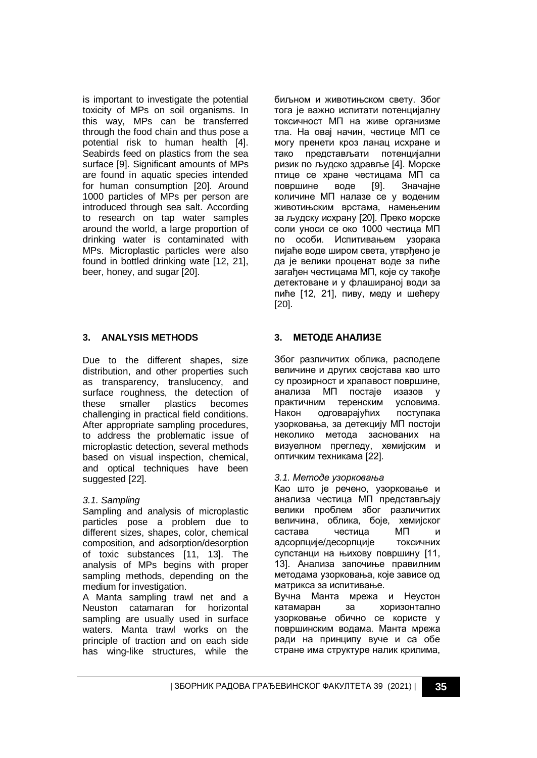is important to investigate the potential toxicity of MPs on soil organisms. In this way, MPs can be transferred through the food chain and thus pose a potential risk to human health [4]. Seabirds feed on plastics from the sea surface [9]. Significant amounts of MPs are found in aquatic species intended for human consumption [20]. Around 1000 particles of MPs per person are introduced through sea salt. According to research on tap water samples around the world, a large proportion of drinking water is contaminated with MPs. Microplastic particles were also found in bottled drinking wate [12, 21], beer, honey, and sugar [20].

## 3. ANALYSIS METHODS

Due to the different shapes, size distribution, and other properties such as transparency, translucency, and surface roughness, the detection of these smaller plastics becomes challenging in practical field conditions. After appropriate sampling procedures, to address the problematic issue of microplastic detection, several methods based on visual inspection, chemical, and optical techniques have been suggested [22].

### *3.1. Sampling*

Sampling and analysis of microplastic particles pose a problem due to different sizes, shapes, color, chemical composition, and adsorption/desorption of toxic substances [11, 13]. The analysis of MPs begins with proper sampling methods, depending on the medium for investigation.

A Manta sampling trawl net and a Neuston catamaran for horizontal sampling are usually used in surface waters. Manta trawl works on the principle of traction and on each side has wing-like structures, while the

биљном и животињском свету. Због тога је важно испитати потенцијалну токсичност МП на живе организме тла. На овај начин, честице МП се могу пренети кроз ланац исхране и тако представљати потенцијални ризик по људско здравље [4]. Морске птице се хране честицама МП са површине воде [9]. Значајне количине МП налазе се у воденим животињским врстама, намењеним за људску исхрану [20]. Преко морске соли уноси се око 1000 честица МП по особи. Испитивањем узорака пијаће воде широм света, утврђено је да је велики проценат воде за пиће загађен честицама МП, које су такође детектоване и у флашираној води за пиће [12, 21], пиву, меду и шећеру [20].

## 3. МЕТОДЕ АНАЛИЗЕ

Због различитих облика, расподеле величине и других својстава као што су прозирност и храпавост површине, анализа МП постаје изазов у практичним теренским условима. Након одговарајућих поступака узорковања, за детекцију МП постоји неколико метода заснованих на визуелном прегледу, хемијским и оптичким техникама [22].

### *3.1. Методе узорковања*

Као што је речено, узорковање и анализа честица МП представљају велики проблем због различитих величина, облика, боје, хемијског састава честица МП и адсорпције/десорпције токсичних супстанци на њихову површину [11, 13]. Анализа започиње правилним методама узорковања, које зависе од матрикса за испитивање.

Вучна Манта мрежа и Неустон катамаран за хоризонтално узорковање обично се користе у површинским водама. Манта мрежа ради на принципу вуче и са обе стране има структуре налик крилима,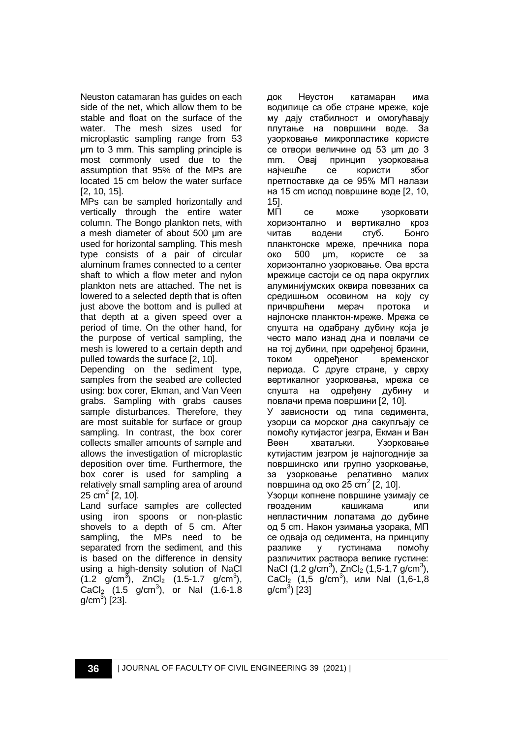Neuston catamaran has guides on each side of the net, which allow them to be stable and float on the surface of the water. The mesh sizes used for microplastic sampling range from 53 μm to 3 mm. This sampling principle is most commonly used due to the assumption that 95% of the MPs are located 15 cm below the water surface [2, 10, 15].

MPs can be sampled horizontally and vertically through the entire water column. The Bongo plankton nets, with a mesh diameter of about 500 μm are used for horizontal sampling. This mesh type consists of a pair of circular aluminum frames connected to a center shaft to which a flow meter and nylon plankton nets are attached. The net is lowered to a selected depth that is often just above the bottom and is pulled at that depth at a given speed over a period of time. On the other hand, for the purpose of vertical sampling, the mesh is lowered to a certain depth and pulled towards the surface [2, 10].

Depending on the sediment type, samples from the seabed are collected using: box corer, Ekman, and Van Veen grabs. Sampling with grabs causes sample disturbances. Therefore, they are most suitable for surface or group sampling. In contrast, the box corer collects smaller amounts of sample and allows the investigation of microplastic deposition over time. Furthermore, the box corer is used for sampling a relatively small sampling area of around 25 $cm^2$ [2, 10].

Land surface samples are collected using iron spoons or non-plastic shovels to a depth of 5 cm. After sampling, the MPs need to be separated from the sediment, and this is based on the difference in density using a high-density solution of NaCl (1.2 $g/cm^3$), $ZnCl_2$ (1.5-1.7 $g/cm^3$), $CaCl_2$ (1.5 $g/cm^3$), or NaI (1.6-1.8 $g/cm^3$) [23].

док Неустон катамаран има водилице са обе стране мреже, које му дају стабилност и омогућавају плутање на површини воде. За узорковање микропластике користе се отвори величине од 53 μm до 3 mm. Овај принцип узорковања најчешће се користи због претпоставке да се 95% МП налази на 15 cm испод површине воде [2, 10, 15].

МП се може узорковати хоризонтално и вертикално кроз читав водени стуб. Бонго планктонске мреже, пречника пора око 500 μm, користе се за хоризонтално узорковање. Ова врста мрежице састоји се од пара округлих алуминијумских оквира повезаних са средишњом осовином на коју су причвршћени мерач протока и најлонске планктон-мреже. Мрежа се спушта на одабрану дубину која је често мало изнад дна и повлачи се на тој дубини, при одређеној брзини, током одређеног временског периода. С друге стране, у сврху вертикалног узорковања, мрежа се спушта на одређену дубину и повлачи према површини [2, 10].

У зависности од типа седимента, узорци са морског дна сакупљају се помоћу кутијастог језгра, Екман и Ван Веен хватаљки. Узорковање кутијастим језгром је најпогодније за површинско или групно узорковање, за узорковање релативно малих површина од око 25 $cm^2$ [2, 10].

Узорци копнене површине узимају се гвозденим кашикама или непластичним лопатама до дубине од 5 cm. Након узимања узорака, МП се одваја од седимента, на принципу разлике у густинама помоћу различитих раствора велике густине: NaCl (1,2 $g/cm^3$), $ZnCl_2$ (1,5-1,7 $g/cm^3$), $CaCl_2$ (1,5 $g/cm^3$), или NaI (1,6-1,8 $g/cm^3$) [23]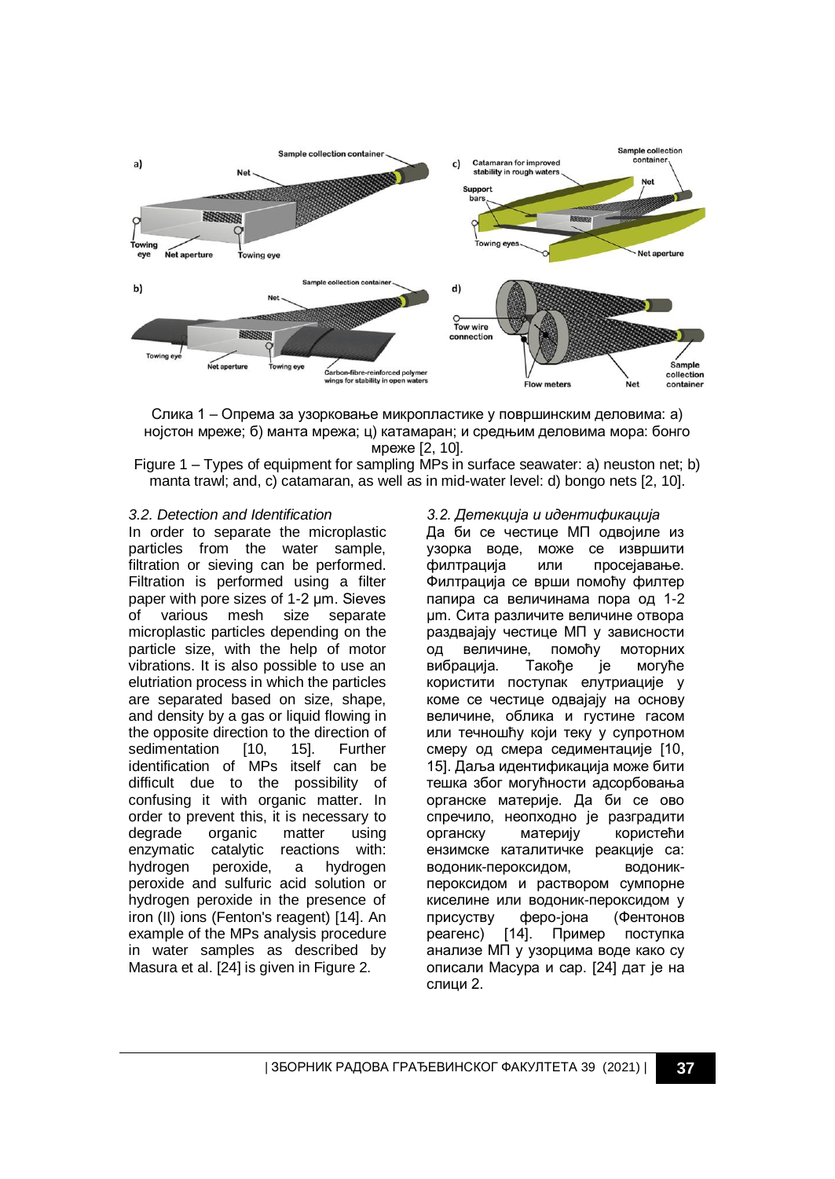Слика 1 – Опрема за узорковање микропластике у површинским деловима: а) нојстон мреже; б) манта мрежа; ц) катамаран; и средњим деловима мора: бонго мреже [2, 10].

Figure 1 – Types of equipment for sampling MPs in surface seawater: a) neuston net; b) manta trawl; and, c) catamaran, as well as in mid-water level: d) bongo nets [2, 10].

### *3.2. Detection and Identification*

In order to separate the microplastic particles from the water sample, filtration or sieving can be performed. Filtration is performed using a filter paper with pore sizes of 1-2 µm. Sieves of various mesh size separate microplastic particles depending on the particle size, with the help of motor vibrations. It is also possible to use an elutriation process in which the particles are separated based on size, shape, and density by a gas or liquid flowing in the opposite direction to the direction of sedimentation [10, 15]. Further identification of MPs itself can be difficult due to the possibility of confusing it with organic matter. In order to prevent this, it is necessary to degrade organic matter using enzymatic catalytic reactions with: hydrogen peroxide, a hydrogen peroxide and sulfuric acid solution or hydrogen peroxide in the presence of iron (II) ions (Fenton's reagent) [14]. An example of the MPs analysis procedure in water samples as described by Masura et al. [24] is given in Figure 2.

### *3.2. Детекција и идентификација*

Да би се честице МП одвојиле из узорка воде, може се извршити филтрација или просејавање. Филтрација се врши помоћу филтер папира са величинама пора од 1-2 µm. Сита различите величине отвора раздвајају честице МП у зависности од величине, помоћу моторних вибрација. Такође је могуће користити поступак елутриације у коме се честице одвајају на основу величине, облика и густине гасом или течношћу који теку у супротном смеру од смера седиментације [10, 15]. Даља идентификација може бити тешка због могућности адсорбовања органске материје. Да би се ово спречило, неопходно је разградити органску материју користећи ензимске каталитичке реакције са: водоник-пероксидом, водоник-пероксидом и раствором сумпорне киселине или водоник-пероксидом у присуству феро-јона (Фентонов реагенс) [14]. Пример поступка анализе МП у узорцима воде како су описали Масура и сар. [24] дат је на слици 2.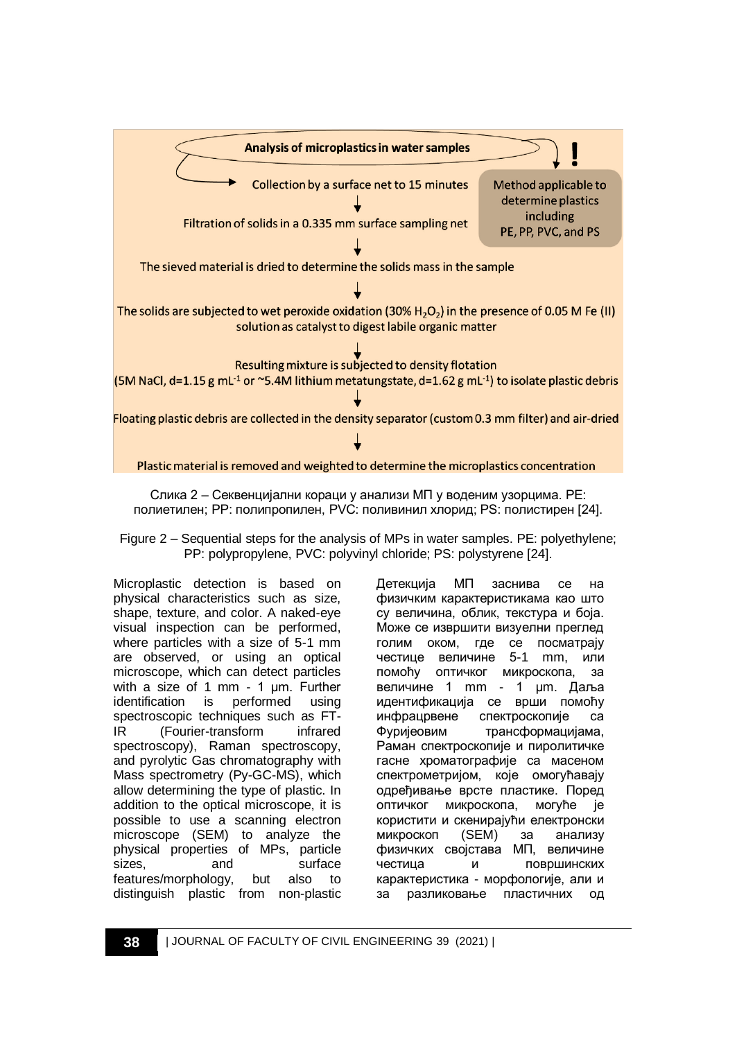Analysis of microplastics in water samples

Collection by a surface net to 15 minutes

Filtration of solids in a 0.335 mm surface sampling net

The sieved material is dried to determine the solids mass in the sample

The solids are subjected to wet peroxide oxidation (30% $H_2O_2$) in the presence of 0.05 M Fe (II) solution as catalyst to digest labile organic matter

Resulting mixture is subjected to density flotation (5M NaCl, d=1.15 g $mL^{-1}$ or ~5.4M lithium metatungstate, d=1.62 g $mL^{-1}$) to isolate plastic debris

Floating plastic debris are collected in the density separator (custom 0.3 mm filter) and air-dried

Plastic material is removed and weighted to determine the microplastics concentration

Method applicable to determine plastics including PE, PP, PVC, and PS

Слика 2 – Секвенцијални кораци у анализи МП у воденим узорцима. PE: полиетилен; PP: полипропилен, PVC: поливинил хлорид; PS: полистирен [24].

Figure 2 – Sequential steps for the analysis of MPs in water samples. PE: polyethylene; PP: polypropylene, PVC: polyvinyl chloride; PS: polystyrene [24].

Microplastic detection is based on physical characteristics such as size, shape, texture, and color. A naked-eye visual inspection can be performed, where particles with a size of 5-1 mm are observed, or using an optical microscope, which can detect particles with a size of 1 mm - 1 µm. Further identification is performed using spectroscopic techniques such as FT-IR (Fourier-transform infrared spectroscopy), Raman spectroscopy, and pyrolytic Gas chromatography with Mass spectrometry (Py-GC-MS), which allow determining the type of plastic. In addition to the optical microscope, it is possible to use a scanning electron microscope (SEM) to analyze the physical properties of MPs, particle sizes, and surface features/morphology, but also to distinguish plastic from non-plastic

Детекција МП заснива се на физичким карактеристикама као што су величина, облик, текстура и боја. Може се извршити визуелни преглед голим оком, где се посматрају честице величине 5-1 mm, или помоћу оптичког микроскопа, за величине 1 mm - 1 µm. Даља идентификација се врши помоћу инфрацрвене спектроскопије са Фуријеовим трансформацијама, Раман спектроскопије и пиролитичке гасне хроматографије са масеном спектрометријом, које омогућавају одређивање врсте пластике. Поред оптичког микроскопа, могуће је користити и скенирајући електронски микроскоп (SEM) за анализу физичких својстава МП, величине честица и површинских карактеристика - морфологије, али и за разликовање пластичних од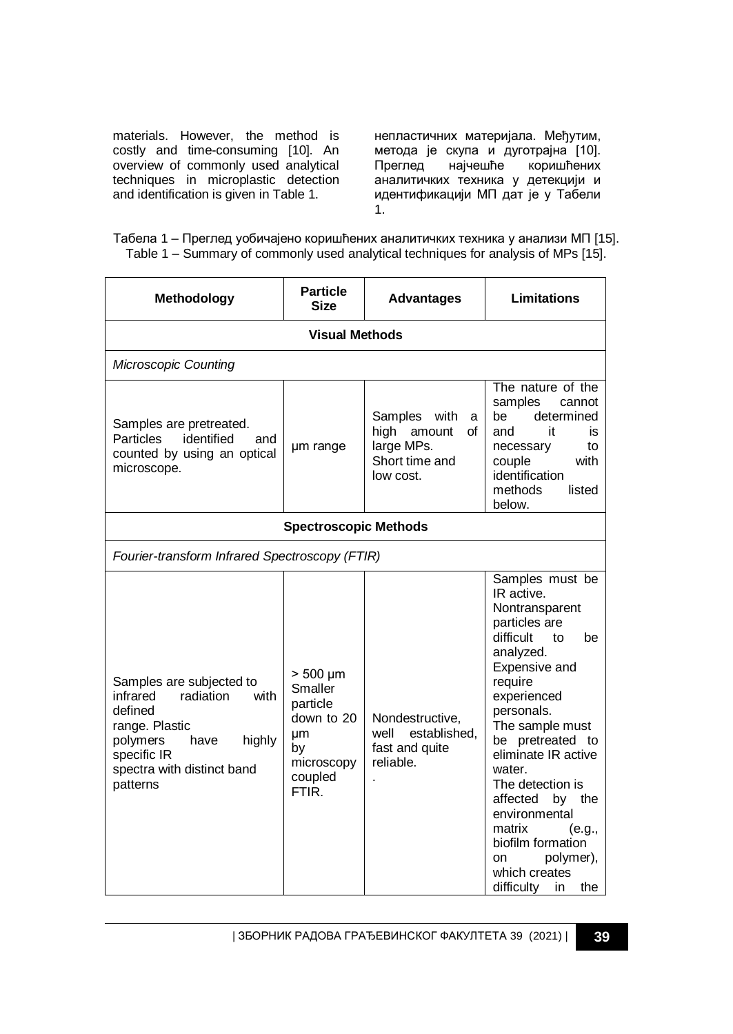materials. However, the method is costly and time-consuming [10]. An overview of commonly used analytical techniques in microplastic detection and identification is given in Table 1.

непластичних материјала. Међутим, метода је скупа и дуготрајна [10]. Преглед најчешће коришћених аналитичких техника у детекцији и идентификацији МП дат је у Табели 1.

Табела 1 – Преглед уобичајено коришћених аналитичких техника у анализи МП [15].
Table 1 – Summary of commonly used analytical techniques for analysis of MPs [15].

| Methodology | Particle Size | Advantages | Limitations |
|---|---|---|---|
| **Visual Methods** | | | |
| *Microscopic Counting* | | | |
| Samples are pretreated. Particles identified and counted by using an optical microscope. | µm range | Samples with a high amount of large MPs. Short time and low cost. | The nature of the samples cannot be determined and it is necessary to couple with identification methods listed below. |
| **Spectroscopic Methods** | | | |
| *Fourier-transform Infrared Spectroscopy (FTIR)* | | | |
| Samples are subjected to infrared radiation with defined range. Plastic polymers have highly specific IR spectra with distinct band patterns | > 500 µm Smaller particle down to 20 µm by microscopy coupled FTIR. | Nondestructive, well established, fast and quite reliable. . | Samples must be IR active. Nontransparent particles are difficult to be analyzed. Expensive and require experienced personals. The sample must be pretreated to eliminate IR active water. The detection is affected by the environmental matrix (e.g., biofilm formation on polymer), which creates difficulty in the |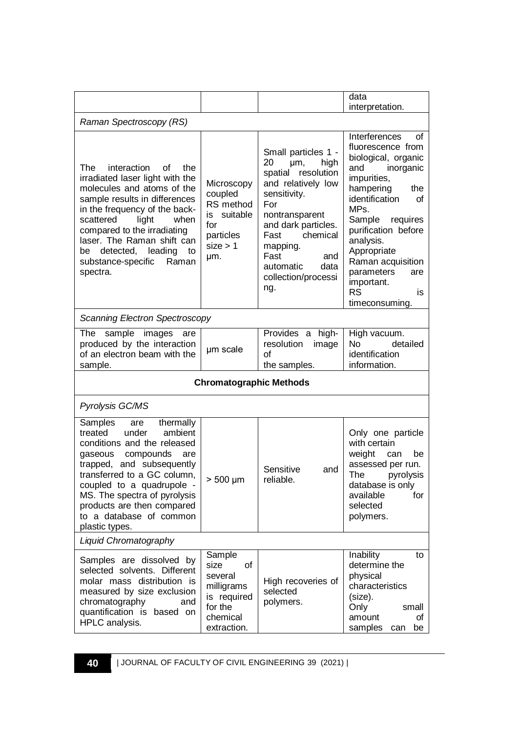| | | | |
|---|---|---|---|
| | | | data interpretation. |
| *Raman Spectroscopy (RS)* | | | |
| The interaction of the irradiated laser light with the molecules and atoms of the sample results in differences in the frequency of the back-scattered light when compared to the irradiating laser. The Raman shift can be detected, leading to substance-specific Raman spectra. | Microscopy coupled RS method is suitable for particles size > 1 µm. | Small particles 1 - 20 µm, high spatial resolution and relatively low sensitivity. For nontransparent and dark particles. Fast chemical mapping. Fast and automatic data collection/processing. | Interferences of fluorescence from biological, organic and inorganic impurities, hampering the identification of MPs. Sample requires purification before analysis. Appropriate Raman acquisition parameters are important. RS is timeconsuming. |
| *Scanning Electron Spectroscopy* | | | |
| The sample images are produced by the interaction of an electron beam with the sample. | µm scale | Provides a high-resolution image of the samples. | High vacuum. No detailed identification information. |
| **Chromatographic Methods** | | | |
| *Pyrolysis GC/MS* | | | |
| Samples are thermally treated under ambient conditions and the released gaseous compounds are trapped, and subsequently transferred to a GC column, coupled to a quadrupole - MS. The spectra of pyrolysis products are then compared to a database of common plastic types. | > 500 µm | Sensitive and reliable. | Only one particle with certain weight can be assessed per run. The pyrolysis database is only available for selected polymers. |
| *Liquid Chromatography* | | | |
| Samples are dissolved by selected solvents. Different molar mass distribution is measured by size exclusion chromatography and quantification is based on HPLC analysis. | Sample size of several milligrams is required for the chemical extraction. | High recoveries of selected polymers. | Inability to determine the physical characteristics (size). Only small amount of samples can be |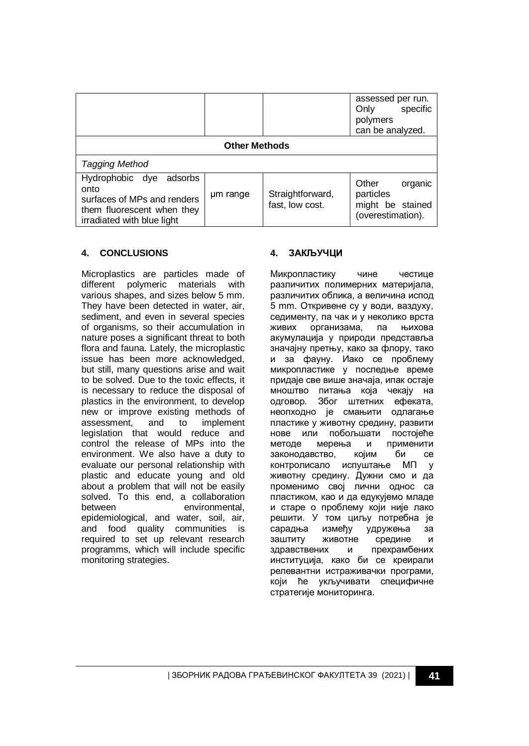| | | | |
|---|---|---|---|
| | | | assessed per run. Only specific polymers can be analyzed. |
| **Other Methods** | | | |
| *Tagging Method* | | | |
| Hydrophobic dye adsorbs onto surfaces of MPs and renders them fluorescent when they irradiated with blue light | μm range | Straightforward, fast, low cost. | Other organic particles might be stained (overestimation). |

## 4. CONCLUSIONS

Microplastics are particles made of different polymeric materials with various shapes, and sizes below 5 mm. They have been detected in water, air, sediment, and even in several species of organisms, so their accumulation in nature poses a significant threat to both flora and fauna. Lately, the microplastic issue has been more acknowledged, but still, many questions arise and wait to be solved. Due to the toxic effects, it is necessary to reduce the disposal of plastics in the environment, to develop new or improve existing methods of assessment, and to implement legislation that would reduce and control the release of MPs into the environment. We also have a duty to evaluate our personal relationship with plastic and educate young and old about a problem that will not be easily solved. To this end, a collaboration between environmental, epidemiological, and water, soil, air, and food quality communities is required to set up relevant research programms, which will include specific monitoring strategies.

## 4. ЗАКЉУЧЦИ

Микропластику чине честице различитих полимерних материјала, различитих облика, а величина испод 5 mm. Откривене су у води, ваздуху, седименту, па чак и у неколико врста живих организама, па њихова акумулација у природи представља значајну претњу, како за флору, тако и за фауну. Иако се проблему микропластике у последње време придаје све више значаја, ипак остаје мноштво питања која чекају на одговор. Због штетних ефеката, неопходно је смањити одлагање пластике у животну средину, развити нове или побољшати постојеће методе мерења и применити законодавство, којим би се контролисало испуштање МП у животну средину. Дужни смо и да променимо свој лични однос са пластиком, као и да едукујемо младе и старе о проблему који није лако решити. У том циљу потребна је сарадња између удружења за заштиту животне средине и здравствених и прехрамбених институција, како би се креирали релевантни истраживачки програми, који ће укључивати специфичне стратегије мониторинга.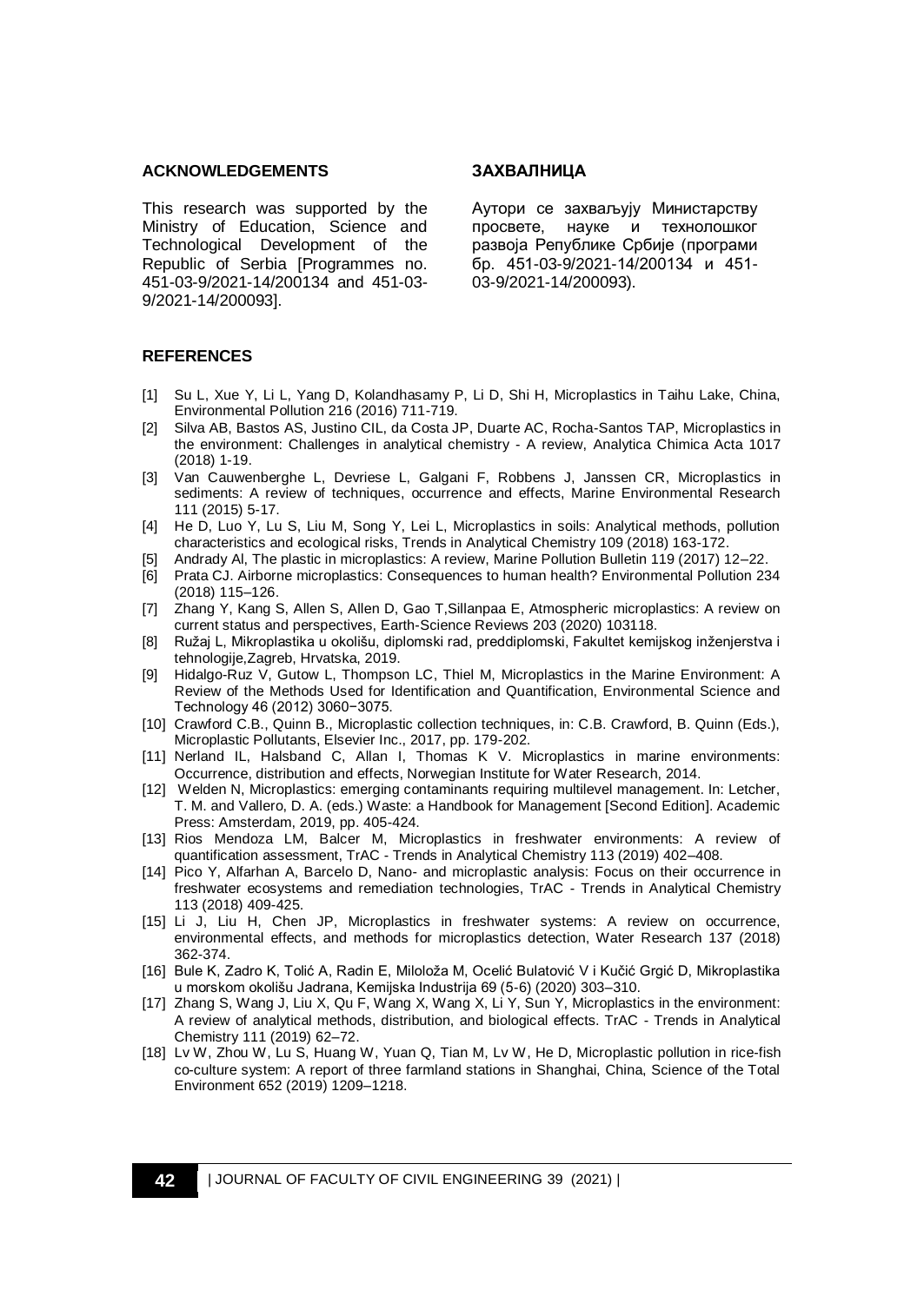## ACKNOWLEDGEMENTS

This research was supported by the Ministry of Education, Science and Technological Development of the Republic of Serbia [Programmes no. 451-03-9/2021-14/200134 and 451-03-9/2021-14/200093].

## ЗАХВАЛНИЦА

Аутори се захваљују Министарству просвете, науке и технолошког развоја Републике Србије (програми бр. 451-03-9/2021-14/200134 и 451-03-9/2021-14/200093).

## REFERENCES

[1] Su L, Xue Y, Li L, Yang D, Kolandhasamy P, Li D, Shi H, Microplastics in Taihu Lake, China, Environmental Pollution 216 (2016) 711-719.

[2] Silva AB, Bastos AS, Justino CIL, da Costa JP, Duarte AC, Rocha-Santos TAP, Microplastics in the environment: Challenges in analytical chemistry - A review, Analytica Chimica Acta 1017 (2018) 1-19.

[3] Van Cauwenberghe L, Devriese L, Galgani F, Robbens J, Janssen CR, Microplastics in sediments: A review of techniques, occurrence and effects, Marine Environmental Research 111 (2015) 5-17.

[4] He D, Luo Y, Lu S, Liu M, Song Y, Lei L, Microplastics in soils: Analytical methods, pollution characteristics and ecological risks, Trends in Analytical Chemistry 109 (2018) 163-172.

[5] Andrady Al, The plastic in microplastics: A review, Marine Pollution Bulletin 119 (2017) 12–22.

[6] Prata CJ. Airborne microplastics: Consequences to human health? Environmental Pollution 234 (2018) 115–126.

[7] Zhang Y, Kang S, Allen S, Allen D, Gao T,Sillanpaa E, Atmospheric microplastics: A review on current status and perspectives, Earth-Science Reviews 203 (2020) 103118.

[8] Ružaj L, Mikroplastika u okolišu, diplomski rad, preddiplomski, Fakultet kemijskog inženjerstva i tehnologije,Zagreb, Hrvatska, 2019.

[9] Hidalgo-Ruz V, Gutow L, Thompson LC, Thiel M, Microplastics in the Marine Environment: A Review of the Methods Used for Identification and Quantification, Environmental Science and Technology 46 (2012) 3060−3075.

[10] Crawford C.B., Quinn B., Microplastic collection techniques, in: C.B. Crawford, B. Quinn (Eds.), Microplastic Pollutants, Elsevier Inc., 2017, pp. 179-202.

[11] Nerland IL, Halsband C, Allan I, Thomas K V. Microplastics in marine environments: Occurrence, distribution and effects, Norwegian Institute for Water Research, 2014.

[12] Welden N, Microplastics: emerging contaminants requiring multilevel management. In: Letcher, T. M. and Vallero, D. A. (eds.) Waste: a Handbook for Management [Second Edition]. Academic Press: Amsterdam, 2019, pp. 405-424.

[13] Rios Mendoza LM, Balcer M, Microplastics in freshwater environments: A review of quantification assessment, TrAC - Trends in Analytical Chemistry 113 (2019) 402–408.

[14] Pico Y, Alfarhan A, Barcelo D, Nano- and microplastic analysis: Focus on their occurrence in freshwater ecosystems and remediation technologies, TrAC - Trends in Analytical Chemistry 113 (2018) 409-425.

[15] Li J, Liu H, Chen JP, Microplastics in freshwater systems: A review on occurrence, environmental effects, and methods for microplastics detection, Water Research 137 (2018) 362-374.

[16] Bule K, Zadro K, Tolić A, Radin E, Miloloža M, Ocelić Bulatović V i Kučić Grgić D, Mikroplastika u morskom okolišu Jadrana, Kemijska Industrija 69 (5-6) (2020) 303–310.

[17] Zhang S, Wang J, Liu X, Qu F, Wang X, Wang X, Li Y, Sun Y, Microplastics in the environment: A review of analytical methods, distribution, and biological effects. TrAC - Trends in Analytical Chemistry 111 (2019) 62–72.

[18] Lv W, Zhou W, Lu S, Huang W, Yuan Q, Tian M, Lv W, He D, Microplastic pollution in rice-fish co-culture system: A report of three farmland stations in Shanghai, China, Science of the Total Environment 652 (2019) 1209–1218.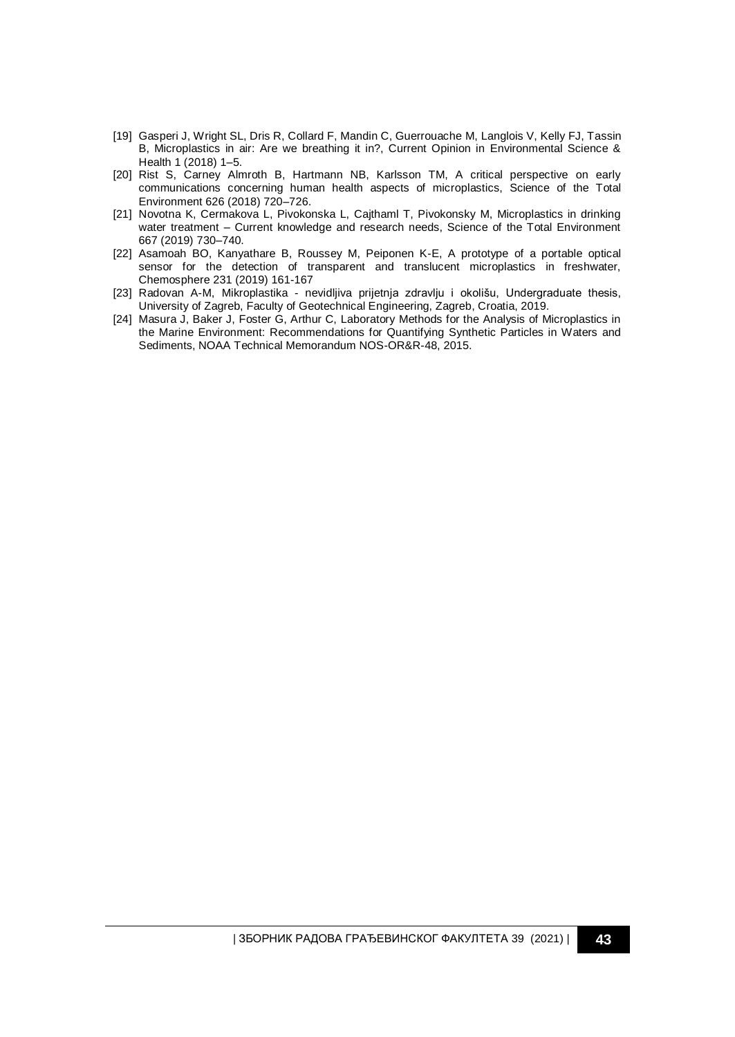[19] Gasperi J, Wright SL, Dris R, Collard F, Mandin C, Guerrouache M, Langlois V, Kelly FJ, Tassin B, Microplastics in air: Are we breathing it in?, Current Opinion in Environmental Science & Health 1 (2018) 1–5.

[20] Rist S, Carney Almroth B, Hartmann NB, Karlsson TM, A critical perspective on early communications concerning human health aspects of microplastics, Science of the Total Environment 626 (2018) 720–726.

[21] Novotna K, Cermakova L, Pivokonska L, Cajthaml T, Pivokonsky M, Microplastics in drinking water treatment – Current knowledge and research needs, Science of the Total Environment 667 (2019) 730–740.

[22] Asamoah BO, Kanyathare B, Roussey M, Peiponen K-E, A prototype of a portable optical sensor for the detection of transparent and translucent microplastics in freshwater, Chemosphere 231 (2019) 161-167

[23] Radovan A-M, Mikroplastika - nevidljiva prijetnja zdravlju i okolišu, Undergraduate thesis, University of Zagreb, Faculty of Geotechnical Engineering, Zagreb, Croatia, 2019.

[24] Masura J, Baker J, Foster G, Arthur C, Laboratory Methods for the Analysis of Microplastics in the Marine Environment: Recommendations for Quantifying Synthetic Particles in Waters and Sediments, NOAA Technical Memorandum NOS-OR&R-48, 2015.